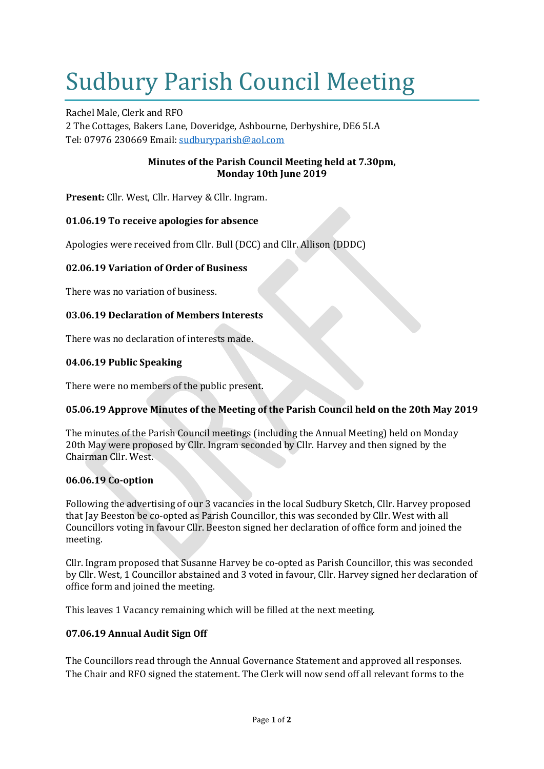# Sudbury Parish Council Meeting

Rachel Male, Clerk and RFO
2 The Cottages, Bakers Lane, Doveridge, Ashbourne, Derbyshire, DE6 5LA
Tel: 07976 230669 Email: [sudburyparish@aol.com](mailto:sudburyparish@aol.com)

**Minutes of the Parish Council Meeting held at 7.30pm, Monday 10th June 2019**

**Present:** Cllr. West, Cllr. Harvey & Cllr. Ingram.

**01.06.19 To receive apologies for absence**

Apologies were received from Cllr. Bull (DCC) and Cllr. Allison (DDDC)

**02.06.19 Variation of Order of Business**

There was no variation of business.

**03.06.19 Declaration of Members Interests**

There was no declaration of interests made.

**04.06.19 Public Speaking**

There were no members of the public present.

**05.06.19 Approve Minutes of the Meeting of the Parish Council held on the 20th May 2019**

The minutes of the Parish Council meetings (including the Annual Meeting) held on Monday 20th May were proposed by Cllr. Ingram seconded by Cllr. Harvey and then signed by the Chairman Cllr. West.

**06.06.19 Co-option**

Following the advertising of our 3 vacancies in the local Sudbury Sketch, Cllr. Harvey proposed that Jay Beeston be co-opted as Parish Councillor, this was seconded by Cllr. West with all Councillors voting in favour Cllr. Beeston signed her declaration of office form and joined the meeting.

Cllr. Ingram proposed that Susanne Harvey be co-opted as Parish Councillor, this was seconded by Cllr. West, 1 Councillor abstained and 3 voted in favour, Cllr. Harvey signed her declaration of office form and joined the meeting.

This leaves 1 Vacancy remaining which will be filled at the next meeting.

**07.06.19 Annual Audit Sign Off**

The Councillors read through the Annual Governance Statement and approved all responses. The Chair and RFO signed the statement. The Clerk will now send off all relevant forms to the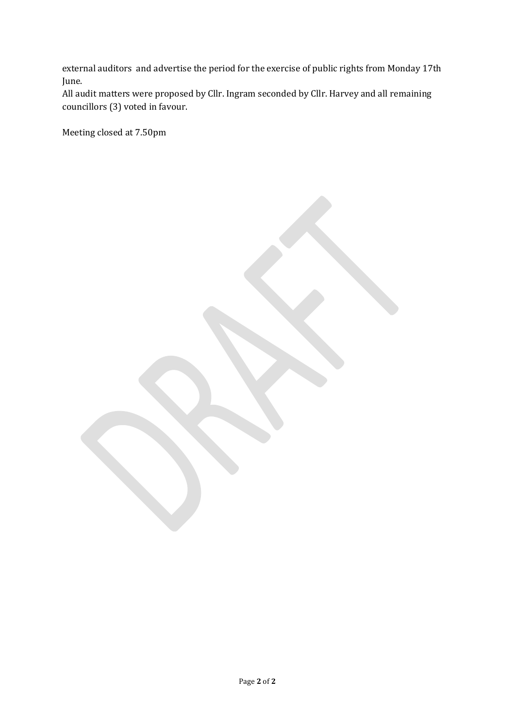external auditors  and advertise the period for the exercise of public rights from Monday 17th June.

All audit matters were proposed by Cllr. Ingram seconded by Cllr. Harvey and all remaining councillors (3) voted in favour.

Meeting closed at 7.50pm